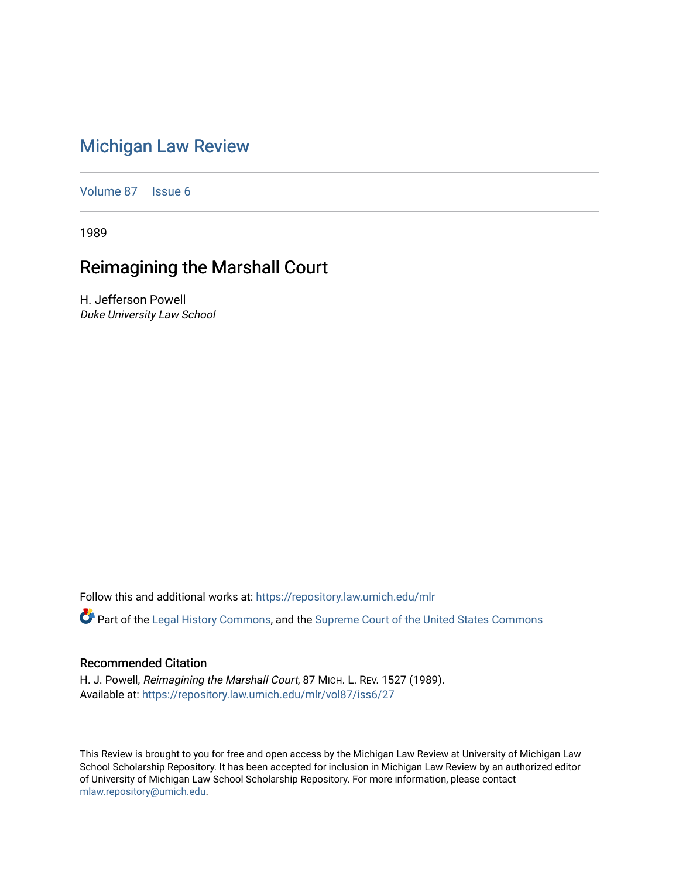# Michigan Law Review

Volume 87 | Issue 6

1989

## Reimagining the Marshall Court

H. Jefferson Powell
*Duke University Law School*

Follow this and additional works at: https://repository.law.umich.edu/mlr

Part of the Legal History Commons, and the Supreme Court of the United States Commons

### Recommended Citation

H. J. Powell, *Reimagining the Marshall Court*, 87 MICH. L. REV. 1527 (1989).
Available at: https://repository.law.umich.edu/mlr/vol87/iss6/27

This Review is brought to you for free and open access by the Michigan Law Review at University of Michigan Law School Scholarship Repository. It has been accepted for inclusion in Michigan Law Review by an authorized editor of University of Michigan Law School Scholarship Repository. For more information, please contact mlaw.repository@umich.edu.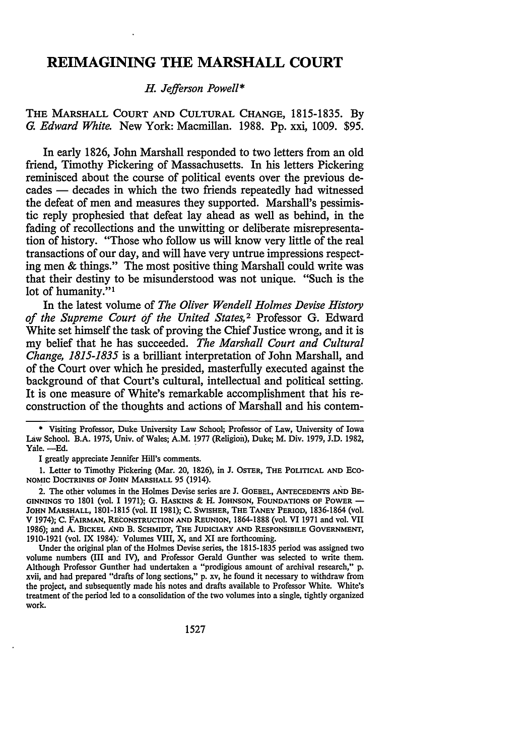# REIMAGINING THE MARSHALL COURT

*H. Jefferson Powell\**

THE MARSHALL COURT AND CULTURAL CHANGE, 1815-1835. By *G. Edward White*. New York: Macmillan. 1988. Pp. xxi, 1009. $95.

In early 1826, John Marshall responded to two letters from an old friend, Timothy Pickering of Massachusetts. In his letters Pickering reminisced about the course of political events over the previous decades — decades in which the two friends repeatedly had witnessed the defeat of men and measures they supported. Marshall's pessimistic reply prophesied that defeat lay ahead as well as behind, in the fading of recollections and the unwitting or deliberate misrepresentation of history. "Those who follow us will know very little of the real transactions of our day, and will have very untrue impressions respecting men & things." The most positive thing Marshall could write was that their destiny to be misunderstood was not unique. "Such is the lot of humanity."[1]

In the latest volume of *The Oliver Wendell Holmes Devise History of the Supreme Court of the United States*,[2] Professor G. Edward White set himself the task of proving the Chief Justice wrong, and it is my belief that he has succeeded. *The Marshall Court and Cultural Change, 1815-1835* is a brilliant interpretation of John Marshall, and of the Court over which he presided, masterfully executed against the background of that Court's cultural, intellectual and political setting. It is one measure of White's remarkable accomplishment that his reconstruction of the thoughts and actions of Marshall and his contem-

---

\* Visiting Professor, Duke University Law School; Professor of Law, University of Iowa Law School. B.A. 1975, Univ. of Wales; A.M. 1977 (Religion), Duke; M. Div. 1979, J.D. 1982, Yale. —Ed.

I greatly appreciate Jennifer Hill's comments.

1. Letter to Timothy Pickering (Mar. 20, 1826), in J. OSTER, THE POLITICAL AND ECONOMIC DOCTRINES OF JOHN MARSHALL 95 (1914).

2. The other volumes in the Holmes Devise series are J. GOEBEL, ANTECEDENTS AND BEGINNINGS TO 1801 (vol. I 1971); G. HASKINS & H. JOHNSON, FOUNDATIONS OF POWER — JOHN MARSHALL, 1801-1815 (vol. II 1981); C. SWISHER, THE TANEY PERIOD, 1836-1864 (vol. V 1974); C. FAIRMAN, RECONSTRUCTION AND REUNION, 1864-1888 (vol. VI 1971 and vol. VII 1986); and A. BICKEL AND B. SCHMIDT, THE JUDICIARY AND RESPONSIBILE GOVERNMENT, 1910-1921 (vol. IX 1984). Volumes VIII, X, and XI are forthcoming.

Under the original plan of the Holmes Devise series, the 1815-1835 period was assigned two volume numbers (III and IV), and Professor Gerald Gunther was selected to write them. Although Professor Gunther had undertaken a "prodigious amount of archival research," p. xvii, and had prepared "drafts of long sections," p. xv, he found it necessary to withdraw from the project, and subsequently made his notes and drafts available to Professor White. White's treatment of the period led to a consolidation of the two volumes into a single, tightly organized work.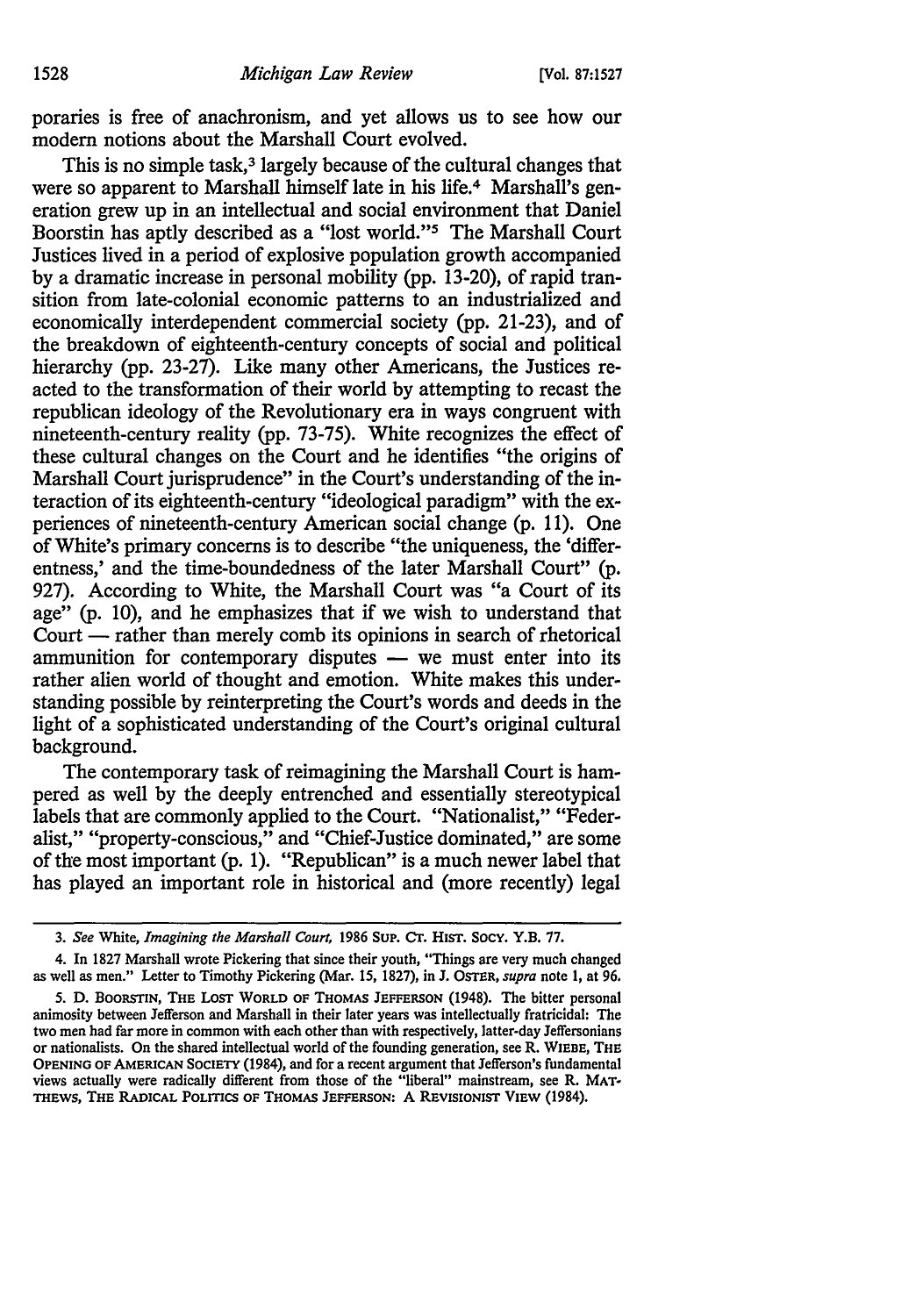poraries is free of anachronism, and yet allows us to see how our modern notions about the Marshall Court evolved.

This is no simple task,[3] largely because of the cultural changes that were so apparent to Marshall himself late in his life.[4] Marshall's generation grew up in an intellectual and social environment that Daniel Boorstin has aptly described as a "lost world."[5] The Marshall Court Justices lived in a period of explosive population growth accompanied by a dramatic increase in personal mobility (pp. 13-20), of rapid transition from late-colonial economic patterns to an industrialized and economically interdependent commercial society (pp. 21-23), and of the breakdown of eighteenth-century concepts of social and political hierarchy (pp. 23-27). Like many other Americans, the Justices reacted to the transformation of their world by attempting to recast the republican ideology of the Revolutionary era in ways congruent with nineteenth-century reality (pp. 73-75). White recognizes the effect of these cultural changes on the Court and he identifies "the origins of Marshall Court jurisprudence" in the Court's understanding of the interaction of its eighteenth-century "ideological paradigm" with the experiences of nineteenth-century American social change (p. 11). One of White's primary concerns is to describe "the uniqueness, the 'differentness,' and the time-boundedness of the later Marshall Court" (p. 927). According to White, the Marshall Court was "a Court of its age" (p. 10), and he emphasizes that if we wish to understand that Court — rather than merely comb its opinions in search of rhetorical ammunition for contemporary disputes — we must enter into its rather alien world of thought and emotion. White makes this understanding possible by reinterpreting the Court's words and deeds in the light of a sophisticated understanding of the Court's original cultural background.

The contemporary task of reimagining the Marshall Court is hampered as well by the deeply entrenched and essentially stereotypical labels that are commonly applied to the Court. "Nationalist," "Federalist," "property-conscious," and "Chief-Justice dominated," are some of the most important (p. 1). "Republican" is a much newer label that has played an important role in historical and (more recently) legal

---

3. *See* White, *Imagining the Marshall Court*, 1986 SUP. CT. HIST. SOCY. Y.B. 77.

4. In 1827 Marshall wrote Pickering that since their youth, "Things are very much changed as well as men." Letter to Timothy Pickering (Mar. 15, 1827), in J. OSTER, *supra* note 1, at 96.

5. D. BOORSTIN, THE LOST WORLD OF THOMAS JEFFERSON (1948). The bitter personal animosity between Jefferson and Marshall in their later years was intellectually fratricidal: The two men had far more in common with each other than with respectively, latter-day Jeffersonians or nationalists. On the shared intellectual world of the founding generation, see R. WIEBE, THE OPENING OF AMERICAN SOCIETY (1984), and for a recent argument that Jefferson's fundamental views actually were radically different from those of the "liberal" mainstream, see R. MATTHEWS, THE RADICAL POLITICS OF THOMAS JEFFERSON: A REVISIONIST VIEW (1984).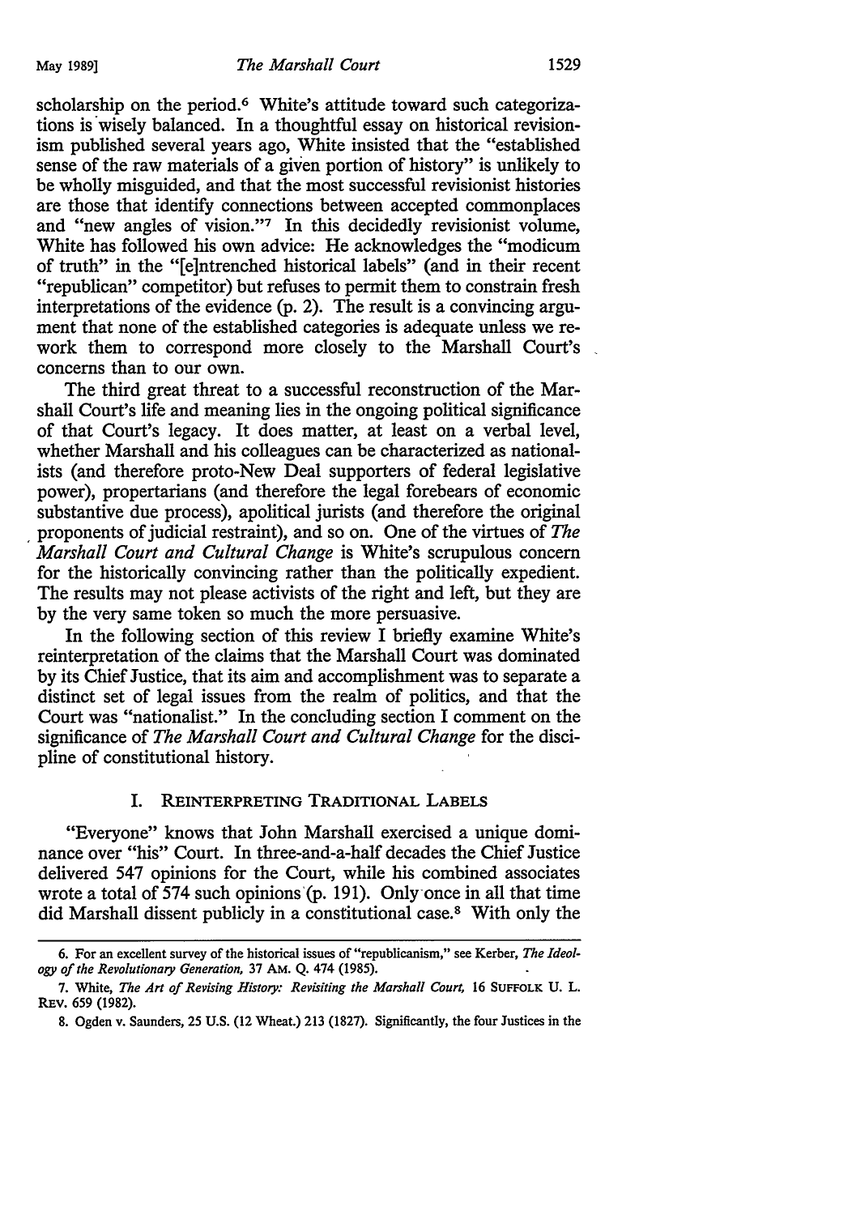scholarship on the period.[6] White's attitude toward such categorizations is wisely balanced. In a thoughtful essay on historical revisionism published several years ago, White insisted that the "established sense of the raw materials of a given portion of history" is unlikely to be wholly misguided, and that the most successful revisionist histories are those that identify connections between accepted commonplaces and "new angles of vision."[7] In this decidedly revisionist volume, White has followed his own advice: He acknowledges the "modicum of truth" in the "[e]ntrenched historical labels" (and in their recent "republican" competitor) but refuses to permit them to constrain fresh interpretations of the evidence (p. 2). The result is a convincing argument that none of the established categories is adequate unless we rework them to correspond more closely to the Marshall Court's concerns than to our own.

The third great threat to a successful reconstruction of the Marshall Court's life and meaning lies in the ongoing political significance of that Court's legacy. It does matter, at least on a verbal level, whether Marshall and his colleagues can be characterized as nationalists (and therefore proto-New Deal supporters of federal legislative power), propertarians (and therefore the legal forebears of economic substantive due process), apolitical jurists (and therefore the original proponents of judicial restraint), and so on. One of the virtues of *The Marshall Court and Cultural Change* is White's scrupulous concern for the historically convincing rather than the politically expedient. The results may not please activists of the right and left, but they are by the very same token so much the more persuasive.

In the following section of this review I briefly examine White's reinterpretation of the claims that the Marshall Court was dominated by its Chief Justice, that its aim and accomplishment was to separate a distinct set of legal issues from the realm of politics, and that the Court was "nationalist." In the concluding section I comment on the significance of *The Marshall Court and Cultural Change* for the discipline of constitutional history.

## I. Reinterpreting Traditional Labels

"Everyone" knows that John Marshall exercised a unique dominance over "his" Court. In three-and-a-half decades the Chief Justice delivered 547 opinions for the Court, while his combined associates wrote a total of 574 such opinions (p. 191). Only once in all that time did Marshall dissent publicly in a constitutional case.[8] With only the

6. For an excellent survey of the historical issues of "republicanism," see Kerber, *The Ideology of the Revolutionary Generation*, 37 Am. Q. 474 (1985).

7. White, *The Art of Revising History: Revisiting the Marshall Court*, 16 Suffolk U. L. Rev. 659 (1982).

8. Ogden v. Saunders, 25 U.S. (12 Wheat.) 213 (1827). Significantly, the four Justices in the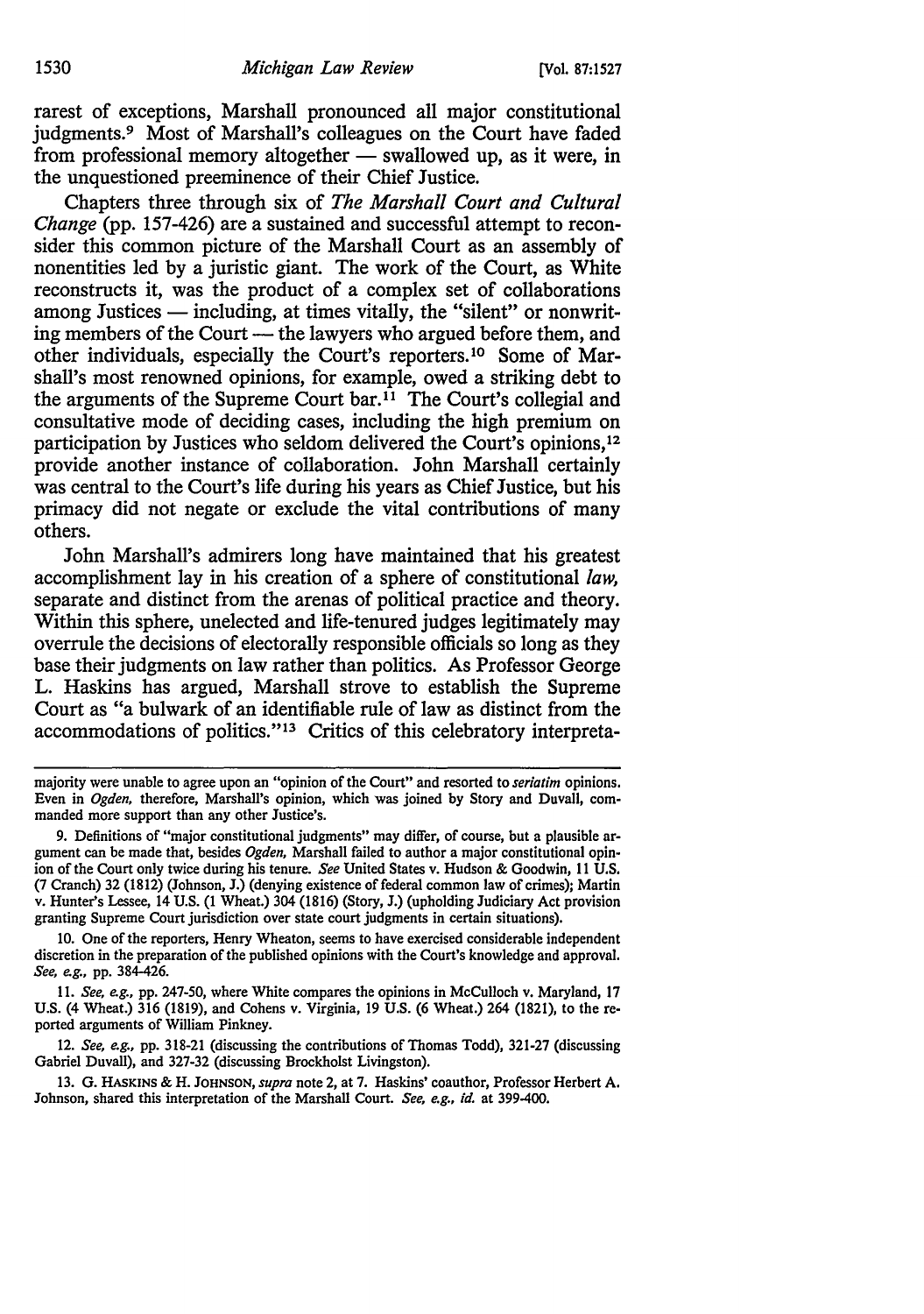rarest of exceptions, Marshall pronounced all major constitutional judgments.[9] Most of Marshall's colleagues on the Court have faded from professional memory altogether — swallowed up, as it were, in the unquestioned preeminence of their Chief Justice.

Chapters three through six of *The Marshall Court and Cultural Change* (pp. 157-426) are a sustained and successful attempt to reconsider this common picture of the Marshall Court as an assembly of nonentities led by a juristic giant. The work of the Court, as White reconstructs it, was the product of a complex set of collaborations among Justices — including, at times vitally, the "silent" or nonwriting members of the Court — the lawyers who argued before them, and other individuals, especially the Court's reporters.[10] Some of Marshall's most renowned opinions, for example, owed a striking debt to the arguments of the Supreme Court bar.[11] The Court's collegial and consultative mode of deciding cases, including the high premium on participation by Justices who seldom delivered the Court's opinions,[12] provide another instance of collaboration. John Marshall certainly was central to the Court's life during his years as Chief Justice, but his primacy did not negate or exclude the vital contributions of many others.

John Marshall's admirers long have maintained that his greatest accomplishment lay in his creation of a sphere of constitutional *law*, separate and distinct from the arenas of political practice and theory. Within this sphere, unelected and life-tenured judges legitimately may overrule the decisions of electorally responsible officials so long as they base their judgments on law rather than politics. As Professor George L. Haskins has argued, Marshall strove to establish the Supreme Court as "a bulwark of an identifiable rule of law as distinct from the accommodations of politics."[13] Critics of this celebratory interpreta-

---

majority were unable to agree upon an "opinion of the Court" and resorted to *seriatim* opinions. Even in *Ogden*, therefore, Marshall's opinion, which was joined by Story and Duvall, commanded more support than any other Justice's.

9. Definitions of "major constitutional judgments" may differ, of course, but a plausible argument can be made that, besides *Ogden*, Marshall failed to author a major constitutional opinion of the Court only twice during his tenure. *See* United States v. Hudson & Goodwin, 11 U.S. (7 Cranch) 32 (1812) (Johnson, J.) (denying existence of federal common law of crimes); Martin v. Hunter's Lessee, 14 U.S. (1 Wheat.) 304 (1816) (Story, J.) (upholding Judiciary Act provision granting Supreme Court jurisdiction over state court judgments in certain situations).

10. One of the reporters, Henry Wheaton, seems to have exercised considerable independent discretion in the preparation of the published opinions with the Court's knowledge and approval. *See, e.g.*, pp. 384-426.

11. *See, e.g.*, pp. 247-50, where White compares the opinions in McCulloch v. Maryland, 17 U.S. (4 Wheat.) 316 (1819), and Cohens v. Virginia, 19 U.S. (6 Wheat.) 264 (1821), to the reported arguments of William Pinkney.

12. *See, e.g.*, pp. 318-21 (discussing the contributions of Thomas Todd), 321-27 (discussing Gabriel Duvall), and 327-32 (discussing Brockholst Livingston).

13. G. HASKINS & H. JOHNSON, *supra* note 2, at 7. Haskins' coauthor, Professor Herbert A. Johnson, shared this interpretation of the Marshall Court. *See, e.g., id.* at 399-400.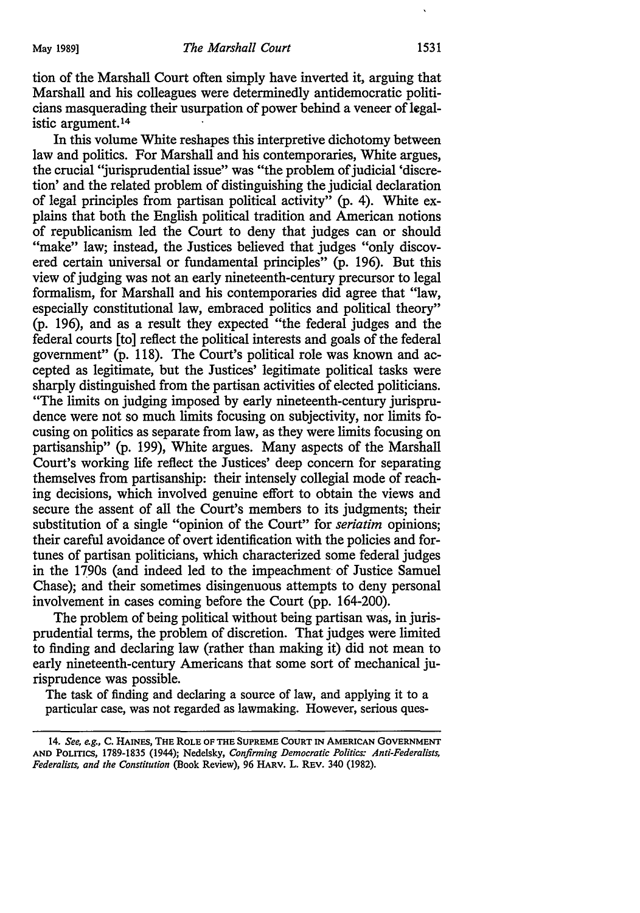tion of the Marshall Court often simply have inverted it, arguing that Marshall and his colleagues were determinedly antidemocratic politicians masquerading their usurpation of power behind a veneer of legalistic argument.[14]

In this volume White reshapes this interpretive dichotomy between law and politics. For Marshall and his contemporaries, White argues, the crucial "jurisprudential issue" was "the problem of judicial 'discretion' and the related problem of distinguishing the judicial declaration of legal principles from partisan political activity" (p. 4). White explains that both the English political tradition and American notions of republicanism led the Court to deny that judges can or should "make" law; instead, the Justices believed that judges "only discovered certain universal or fundamental principles" (p. 196). But this view of judging was not an early nineteenth-century precursor to legal formalism, for Marshall and his contemporaries did agree that "law, especially constitutional law, embraced politics and political theory" (p. 196), and as a result they expected "the federal judges and the federal courts [to] reflect the political interests and goals of the federal government" (p. 118). The Court's political role was known and accepted as legitimate, but the Justices' legitimate political tasks were sharply distinguished from the partisan activities of elected politicians. "The limits on judging imposed by early nineteenth-century jurisprudence were not so much limits focusing on subjectivity, nor limits focusing on politics as separate from law, as they were limits focusing on partisanship" (p. 199), White argues. Many aspects of the Marshall Court's working life reflect the Justices' deep concern for separating themselves from partisanship: their intensely collegial mode of reaching decisions, which involved genuine effort to obtain the views and secure the assent of all the Court's members to its judgments; their substitution of a single "opinion of the Court" for *seriatim* opinions; their careful avoidance of overt identification with the policies and fortunes of partisan politicians, which characterized some federal judges in the 1790s (and indeed led to the impeachment of Justice Samuel Chase); and their sometimes disingenuous attempts to deny personal involvement in cases coming before the Court (pp. 164-200).

The problem of being political without being partisan was, in jurisprudential terms, the problem of discretion. That judges were limited to finding and declaring law (rather than making it) did not mean to early nineteenth-century Americans that some sort of mechanical jurisprudence was possible.

> The task of finding and declaring a source of law, and applying it to a particular case, was not regarded as lawmaking. However, serious ques-

---

14. *See, e.g.*, C. HAINES, THE ROLE OF THE SUPREME COURT IN AMERICAN GOVERNMENT AND POLITICS, 1789-1835 (1944); Nedelsky, *Confirming Democratic Politics: Anti-Federalists, Federalists, and the Constitution* (Book Review), 96 HARV. L. REV. 340 (1982).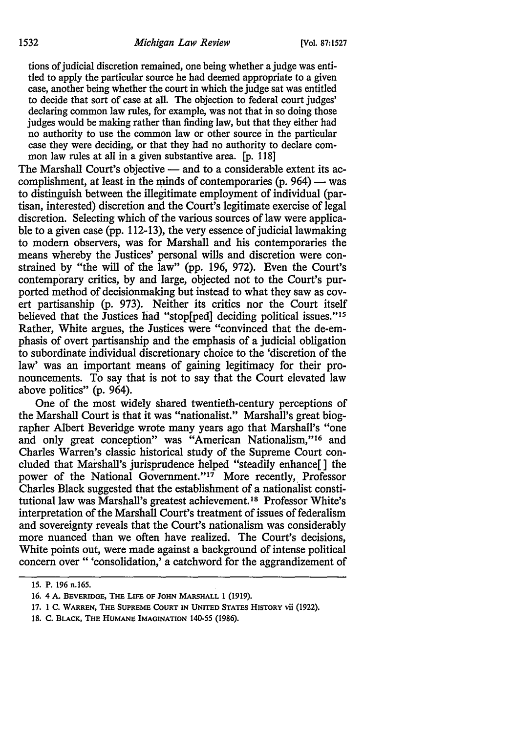> tions of judicial discretion remained, one being whether a judge was entitled to apply the particular source he had deemed appropriate to a given case, another being whether the court in which the judge sat was entitled to decide that sort of case at all. The objection to federal court judges' declaring common law rules, for example, was not that in so doing those judges would be making rather than finding law, but that they either had no authority to use the common law or other source in the particular case they were deciding, or that they had no authority to declare common law rules at all in a given substantive area. [p. 118]

The Marshall Court's objective — and to a considerable extent its accomplishment, at least in the minds of contemporaries (p. 964) — was to distinguish between the illegitimate employment of individual (partisan, interested) discretion and the Court's legitimate exercise of legal discretion. Selecting which of the various sources of law were applicable to a given case (pp. 112-13), the very essence of judicial lawmaking to modern observers, was for Marshall and his contemporaries the means whereby the Justices' personal wills and discretion were constrained by "the will of the law" (pp. 196, 972). Even the Court's contemporary critics, by and large, objected not to the Court's purported method of decisionmaking but instead to what they saw as covert partisanship (p. 973). Neither its critics nor the Court itself believed that the Justices had "stop[ped] deciding political issues."[15] Rather, White argues, the Justices were "convinced that the de-emphasis of overt partisanship and the emphasis of a judicial obligation to subordinate individual discretionary choice to the 'discretion of the law' was an important means of gaining legitimacy for their pronouncements. To say that is not to say that the Court elevated law above politics" (p. 964).

One of the most widely shared twentieth-century perceptions of the Marshall Court is that it was "nationalist." Marshall's great biographer Albert Beveridge wrote many years ago that Marshall's "one and only great conception" was "American Nationalism,"[16] and Charles Warren's classic historical study of the Supreme Court concluded that Marshall's jurisprudence helped "steadily enhance[ ] the power of the National Government."[17] More recently, Professor Charles Black suggested that the establishment of a nationalist constitutional law was Marshall's greatest achievement.[18] Professor White's interpretation of the Marshall Court's treatment of issues of federalism and sovereignty reveals that the Court's nationalism was considerably more nuanced than we often have realized. The Court's decisions, White points out, were made against a background of intense political concern over " 'consolidation,' a catchword for the aggrandizement of

---

15. P. 196 n.165.

16. 4 A. BEVERIDGE, THE LIFE OF JOHN MARSHALL 1 (1919).

17. 1 C. WARREN, THE SUPREME COURT IN UNITED STATES HISTORY vii (1922).

18. C. BLACK, THE HUMANE IMAGINATION 140-55 (1986).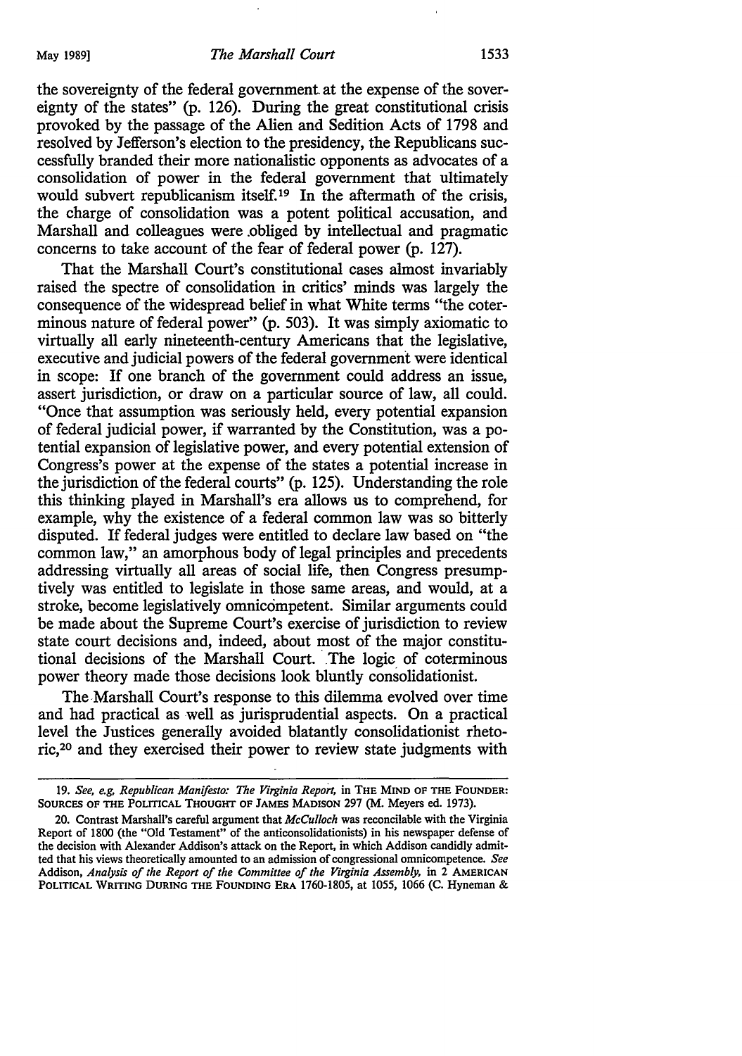the sovereignty of the federal government at the expense of the sovereignty of the states" (p. 126). During the great constitutional crisis provoked by the passage of the Alien and Sedition Acts of 1798 and resolved by Jefferson's election to the presidency, the Republicans successfully branded their more nationalistic opponents as advocates of a consolidation of power in the federal government that ultimately would subvert republicanism itself.[19] In the aftermath of the crisis, the charge of consolidation was a potent political accusation, and Marshall and colleagues were obliged by intellectual and pragmatic concerns to take account of the fear of federal power (p. 127).

That the Marshall Court's constitutional cases almost invariably raised the spectre of consolidation in critics' minds was largely the consequence of the widespread belief in what White terms "the coterminous nature of federal power" (p. 503). It was simply axiomatic to virtually all early nineteenth-century Americans that the legislative, executive and judicial powers of the federal government were identical in scope: If one branch of the government could address an issue, assert jurisdiction, or draw on a particular source of law, all could. "Once that assumption was seriously held, every potential expansion of federal judicial power, if warranted by the Constitution, was a potential expansion of legislative power, and every potential extension of Congress's power at the expense of the states a potential increase in the jurisdiction of the federal courts" (p. 125). Understanding the role this thinking played in Marshall's era allows us to comprehend, for example, why the existence of a federal common law was so bitterly disputed. If federal judges were entitled to declare law based on "the common law," an amorphous body of legal principles and precedents addressing virtually all areas of social life, then Congress presumptively was entitled to legislate in those same areas, and would, at a stroke, become legislatively omnicompetent. Similar arguments could be made about the Supreme Court's exercise of jurisdiction to review state court decisions and, indeed, about most of the major constitutional decisions of the Marshall Court. The logic of coterminous power theory made those decisions look bluntly consolidationist.

The Marshall Court's response to this dilemma evolved over time and had practical as well as jurisprudential aspects. On a practical level the Justices generally avoided blatantly consolidationist rhetoric,[20] and they exercised their power to review state judgments with

---

19. *See, e.g, Republican Manifesto: The Virginia Report*, in THE MIND OF THE FOUNDER: SOURCES OF THE POLITICAL THOUGHT OF JAMES MADISON 297 (M. Meyers ed. 1973).

20. Contrast Marshall's careful argument that *McCulloch* was reconcilable with the Virginia Report of 1800 (the "Old Testament" of the anticonsolidationists) in his newspaper defense of the decision with Alexander Addison's attack on the Report, in which Addison candidly admitted that his views theoretically amounted to an admission of congressional omnicompetence. *See* Addison, *Analysis of the Report of the Committee of the Virginia Assembly*, in 2 AMERICAN POLITICAL WRITING DURING THE FOUNDING ERA 1760-1805, at 1055, 1066 (C. Hyneman &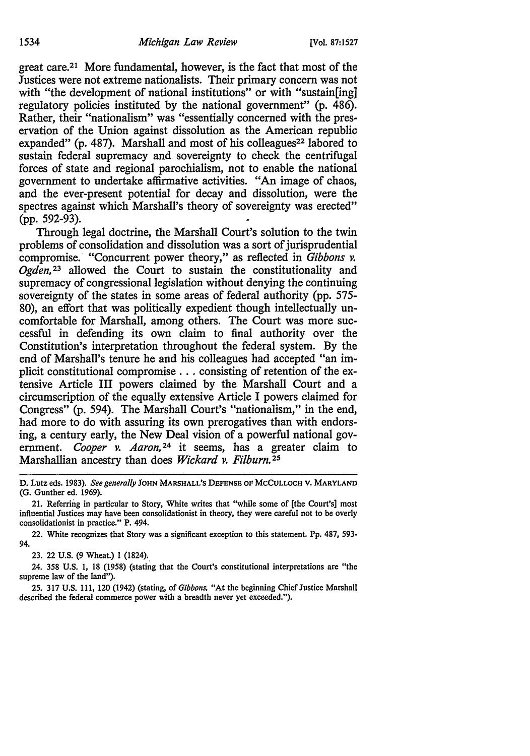great care.[21] More fundamental, however, is the fact that most of the Justices were not extreme nationalists. Their primary concern was not with "the development of national institutions" or with "sustain[ing] regulatory policies instituted by the national government" (p. 486). Rather, their "nationalism" was "essentially concerned with the preservation of the Union against dissolution as the American republic expanded" (p. 487). Marshall and most of his colleagues[22] labored to sustain federal supremacy and sovereignty to check the centrifugal forces of state and regional parochialism, not to enable the national government to undertake affirmative activities. "An image of chaos, and the ever-present potential for decay and dissolution, were the spectres against which Marshall's theory of sovereignty was erected" (pp. 592-93).

Through legal doctrine, the Marshall Court's solution to the twin problems of consolidation and dissolution was a sort of jurisprudential compromise. "Concurrent power theory," as reflected in *Gibbons v. Ogden*,[23] allowed the Court to sustain the constitutionality and supremacy of congressional legislation without denying the continuing sovereignty of the states in some areas of federal authority (pp. 575-80), an effort that was politically expedient though intellectually uncomfortable for Marshall, among others. The Court was more successful in defending its own claim to final authority over the Constitution's interpretation throughout the federal system. By the end of Marshall's tenure he and his colleagues had accepted "an implicit constitutional compromise . . . consisting of retention of the extensive Article III powers claimed by the Marshall Court and a circumscription of the equally extensive Article I powers claimed for Congress" (p. 594). The Marshall Court's "nationalism," in the end, had more to do with assuring its own prerogatives than with endorsing, a century early, the New Deal vision of a powerful national government. *Cooper v. Aaron*,[24] it seems, has a greater claim to Marshallian ancestry than does *Wickard v. Filburn*.[25]

---

D. Lutz eds. 1983). *See generally* JOHN MARSHALL'S DEFENSE OF MCCULLOCH V. MARYLAND (G. Gunther ed. 1969).

21. Referring in particular to Story, White writes that "while some of [the Court's] most influential Justices may have been consolidationist in theory, they were careful not to be overly consolidationist in practice." P. 494.

22. White recognizes that Story was a significant exception to this statement. Pp. 487, 593-94.

23. 22 U.S. (9 Wheat.) 1 (1824).

24. 358 U.S. 1, 18 (1958) (stating that the Court's constitutional interpretations are "the supreme law of the land").

25. 317 U.S. 111, 120 (1942) (stating, of *Gibbons*, "At the beginning Chief Justice Marshall described the federal commerce power with a breadth never yet exceeded.").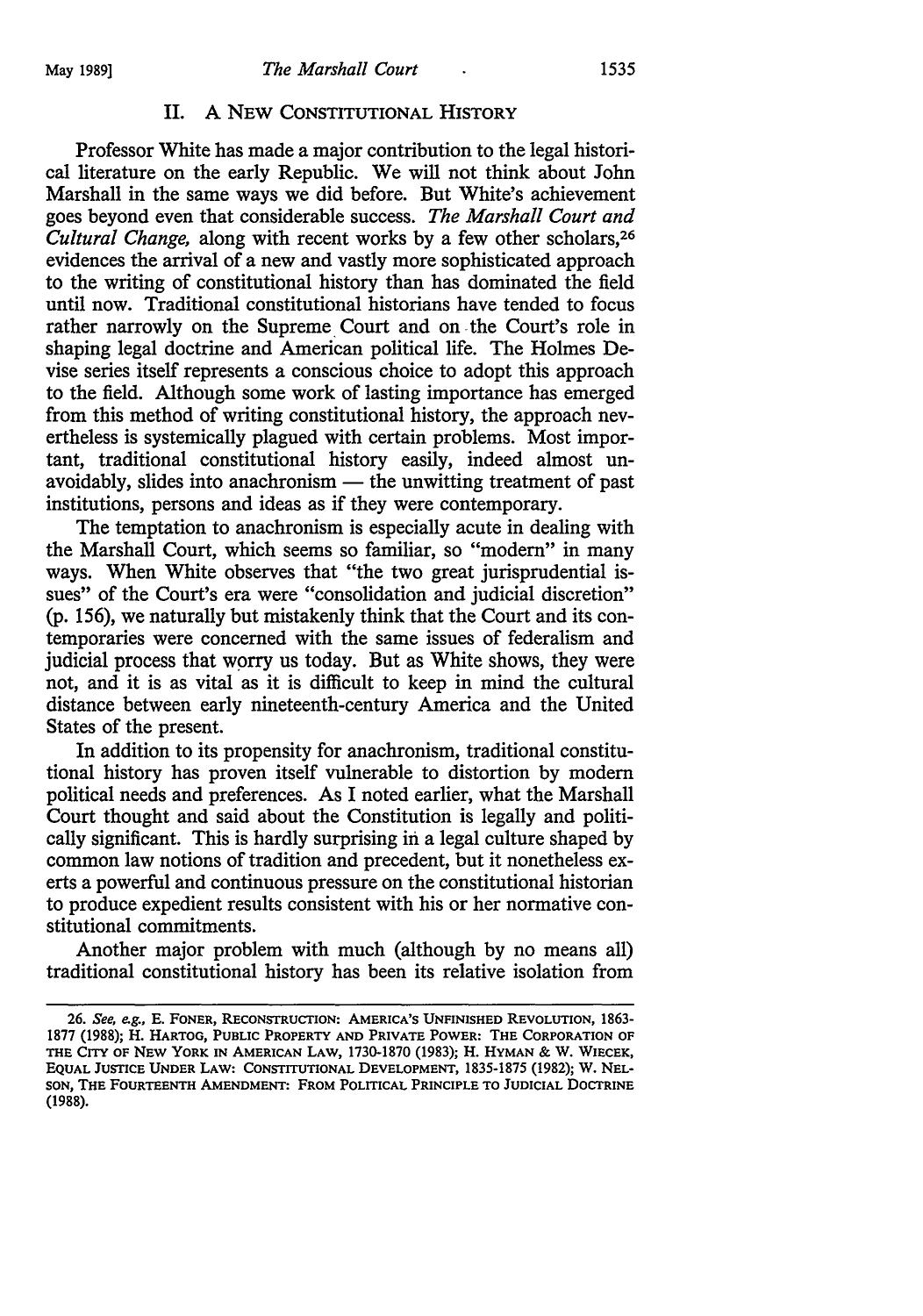## II. A New Constitutional History

Professor White has made a major contribution to the legal historical literature on the early Republic. We will not think about John Marshall in the same ways we did before. But White's achievement goes beyond even that considerable success. *The Marshall Court and Cultural Change,* along with recent works by a few other scholars,[26] evidences the arrival of a new and vastly more sophisticated approach to the writing of constitutional history than has dominated the field until now. Traditional constitutional historians have tended to focus rather narrowly on the Supreme Court and on the Court's role in shaping legal doctrine and American political life. The Holmes Devise series itself represents a conscious choice to adopt this approach to the field. Although some work of lasting importance has emerged from this method of writing constitutional history, the approach nevertheless is systemically plagued with certain problems. Most important, traditional constitutional history easily, indeed almost unavoidably, slides into anachronism — the unwitting treatment of past institutions, persons and ideas as if they were contemporary.

The temptation to anachronism is especially acute in dealing with the Marshall Court, which seems so familiar, so "modern" in many ways. When White observes that "the two great jurisprudential issues" of the Court's era were "consolidation and judicial discretion" (p. 156), we naturally but mistakenly think that the Court and its contemporaries were concerned with the same issues of federalism and judicial process that worry us today. But as White shows, they were not, and it is as vital as it is difficult to keep in mind the cultural distance between early nineteenth-century America and the United States of the present.

In addition to its propensity for anachronism, traditional constitutional history has proven itself vulnerable to distortion by modern political needs and preferences. As I noted earlier, what the Marshall Court thought and said about the Constitution is legally and politically significant. This is hardly surprising in a legal culture shaped by common law notions of tradition and precedent, but it nonetheless exerts a powerful and continuous pressure on the constitutional historian to produce expedient results consistent with his or her normative constitutional commitments.

Another major problem with much (although by no means all) traditional constitutional history has been its relative isolation from

---

26. *See, e.g.,* E. Foner, Reconstruction: America's Unfinished Revolution, 1863-1877 (1988); H. Hartog, Public Property and Private Power: The Corporation of the City of New York in American Law, 1730-1870 (1983); H. Hyman & W. Wiecek, Equal Justice Under Law: Constitutional Development, 1835-1875 (1982); W. Nelson, The Fourteenth Amendment: From Political Principle to Judicial Doctrine (1988).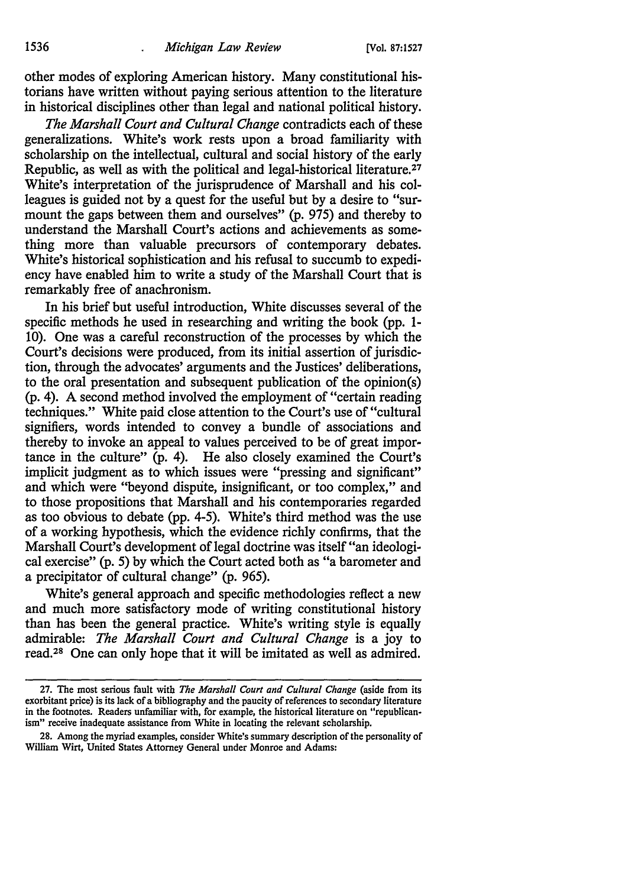other modes of exploring American history. Many constitutional historians have written without paying serious attention to the literature in historical disciplines other than legal and national political history.

*The Marshall Court and Cultural Change* contradicts each of these generalizations. White's work rests upon a broad familiarity with scholarship on the intellectual, cultural and social history of the early Republic, as well as with the political and legal-historical literature.[27] White's interpretation of the jurisprudence of Marshall and his colleagues is guided not by a quest for the useful but by a desire to "surmount the gaps between them and ourselves" (p. 975) and thereby to understand the Marshall Court's actions and achievements as something more than valuable precursors of contemporary debates. White's historical sophistication and his refusal to succumb to expediency have enabled him to write a study of the Marshall Court that is remarkably free of anachronism.

In his brief but useful introduction, White discusses several of the specific methods he used in researching and writing the book (pp. 1-10). One was a careful reconstruction of the processes by which the Court's decisions were produced, from its initial assertion of jurisdiction, through the advocates' arguments and the Justices' deliberations, to the oral presentation and subsequent publication of the opinion(s) (p. 4). A second method involved the employment of "certain reading techniques." White paid close attention to the Court's use of "cultural signifiers, words intended to convey a bundle of associations and thereby to invoke an appeal to values perceived to be of great importance in the culture" (p. 4). He also closely examined the Court's implicit judgment as to which issues were "pressing and significant" and which were "beyond dispute, insignificant, or too complex," and to those propositions that Marshall and his contemporaries regarded as too obvious to debate (pp. 4-5). White's third method was the use of a working hypothesis, which the evidence richly confirms, that the Marshall Court's development of legal doctrine was itself "an ideological exercise" (p. 5) by which the Court acted both as "a barometer and a precipitator of cultural change" (p. 965).

White's general approach and specific methodologies reflect a new and much more satisfactory mode of writing constitutional history than has been the general practice. White's writing style is equally admirable: *The Marshall Court and Cultural Change* is a joy to read.[28] One can only hope that it will be imitated as well as admired.

---

27. The most serious fault with *The Marshall Court and Cultural Change* (aside from its exorbitant price) is its lack of a bibliography and the paucity of references to secondary literature in the footnotes. Readers unfamiliar with, for example, the historical literature on "republicanism" receive inadequate assistance from White in locating the relevant scholarship.

28. Among the myriad examples, consider White's summary description of the personality of William Wirt, United States Attorney General under Monroe and Adams: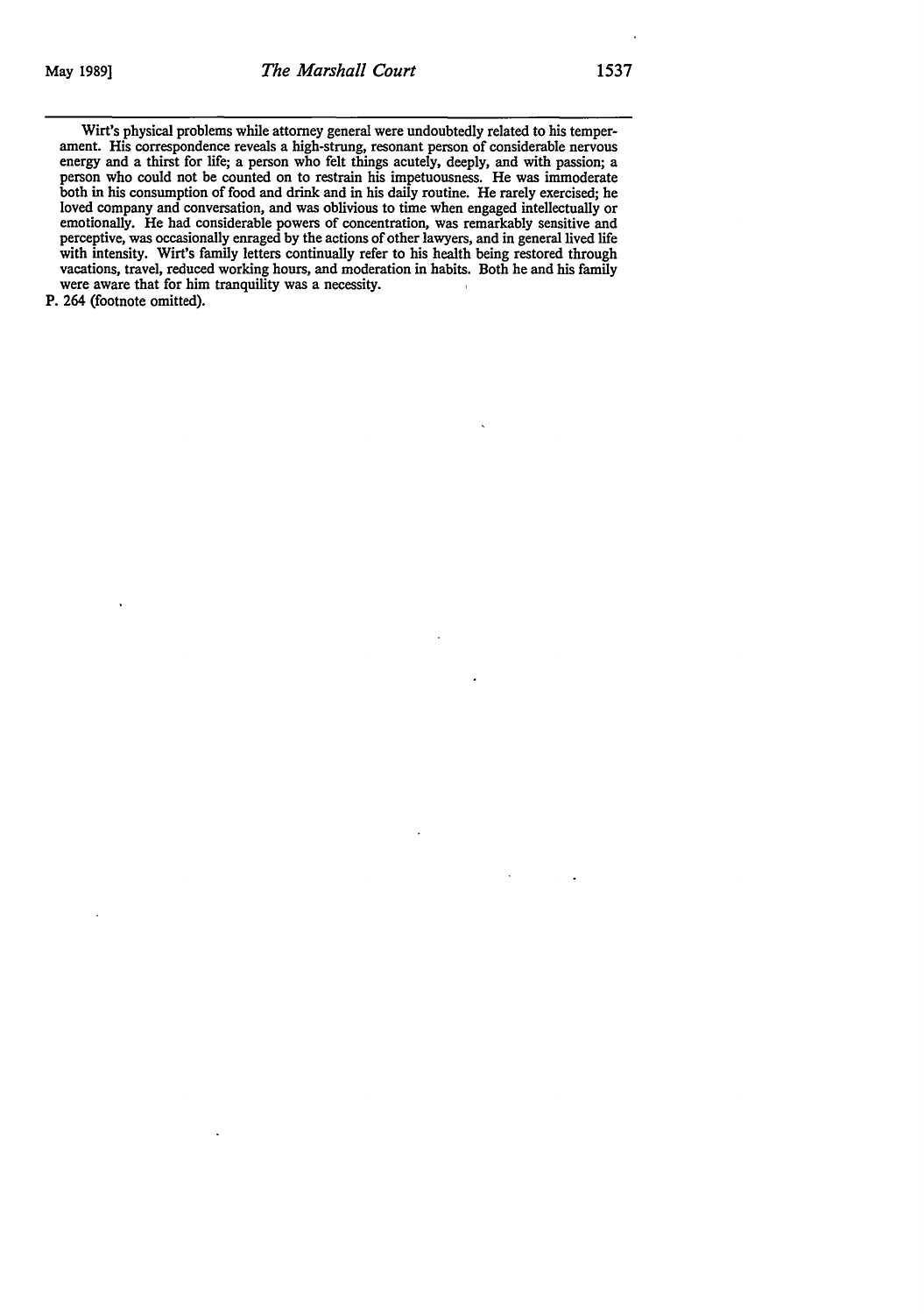Wirt's physical problems while attorney general were undoubtedly related to his temperament. His correspondence reveals a high-strung, resonant person of considerable nervous energy and a thirst for life; a person who felt things acutely, deeply, and with passion; a person who could not be counted on to restrain his impetuousness. He was immoderate both in his consumption of food and drink and in his daily routine. He rarely exercised; he loved company and conversation, and was oblivious to time when engaged intellectually or emotionally. He had considerable powers of concentration, was remarkably sensitive and perceptive, was occasionally enraged by the actions of other lawyers, and in general lived life with intensity. Wirt's family letters continually refer to his health being restored through vacations, travel, reduced working hours, and moderation in habits. Both he and his family were aware that for him tranquility was a necessity.

P. 264 (footnote omitted).